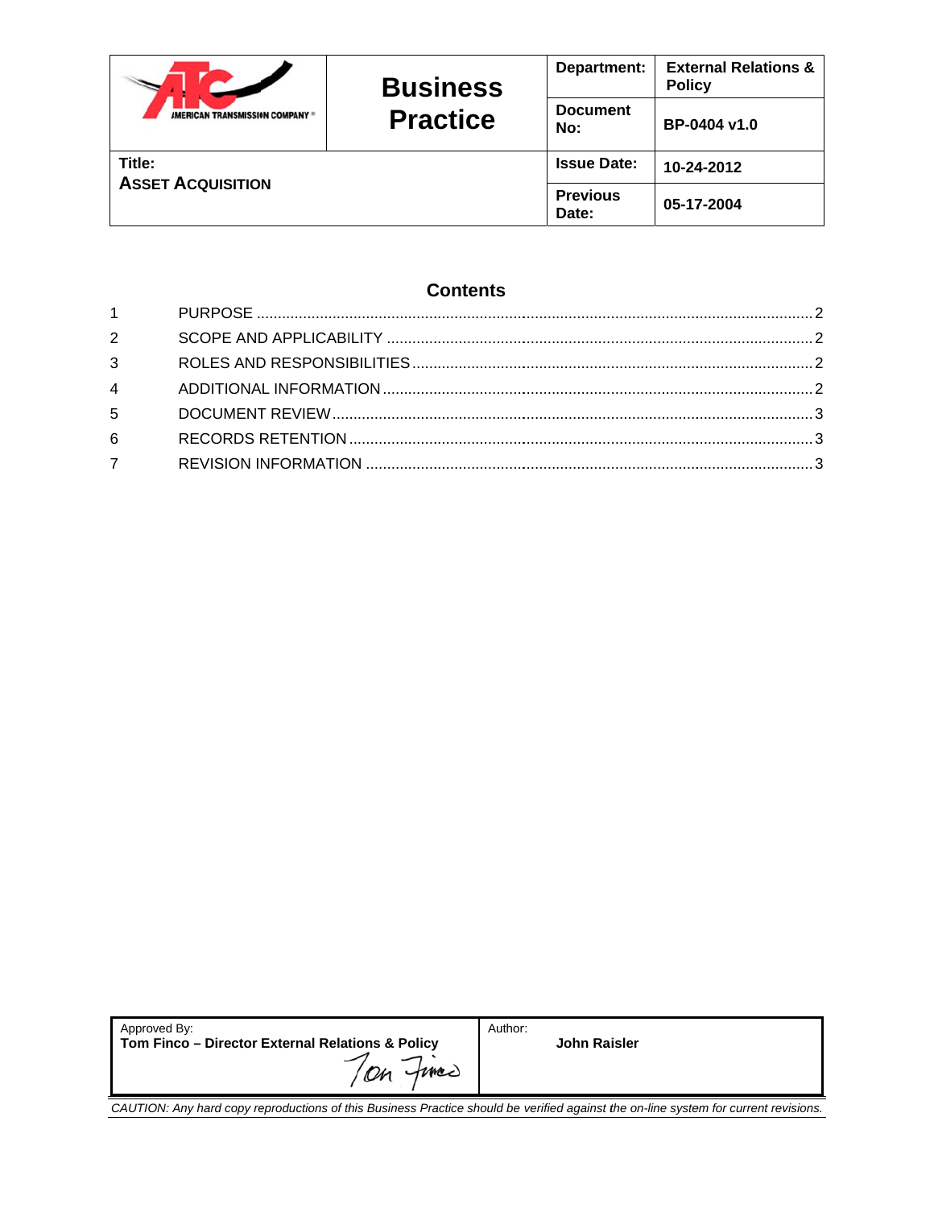| AMERICAN TRANSMISSION COMPANY | **Business Practice** | **Department:** | **External Relations & Policy** |
|---|---|---|---|
| | | **Document No:** | **BP-0404 v1.0** |
| **Title:** **ASSET ACQUISITION** | | **Issue Date:** | **10-24-2012** |
| | | **Previous Date:** | **05-17-2004** |

## Contents

| | | |
|---|---|---|
| 1 | PURPOSE | 2 |
| 2 | SCOPE AND APPLICABILITY | 2 |
| 3 | ROLES AND RESPONSIBILITIES | 2 |
| 4 | ADDITIONAL INFORMATION | 2 |
| 5 | DOCUMENT REVIEW | 3 |
| 6 | RECORDS RETENTION | 3 |
| 7 | REVISION INFORMATION | 3 |

| Approved By: **Tom Finco – Director External Relations & Policy** | Author: **John Raisler** |
|---|---|

*CAUTION: Any hard copy reproductions of this Business Practice should be verified against the on-line system for current revisions.*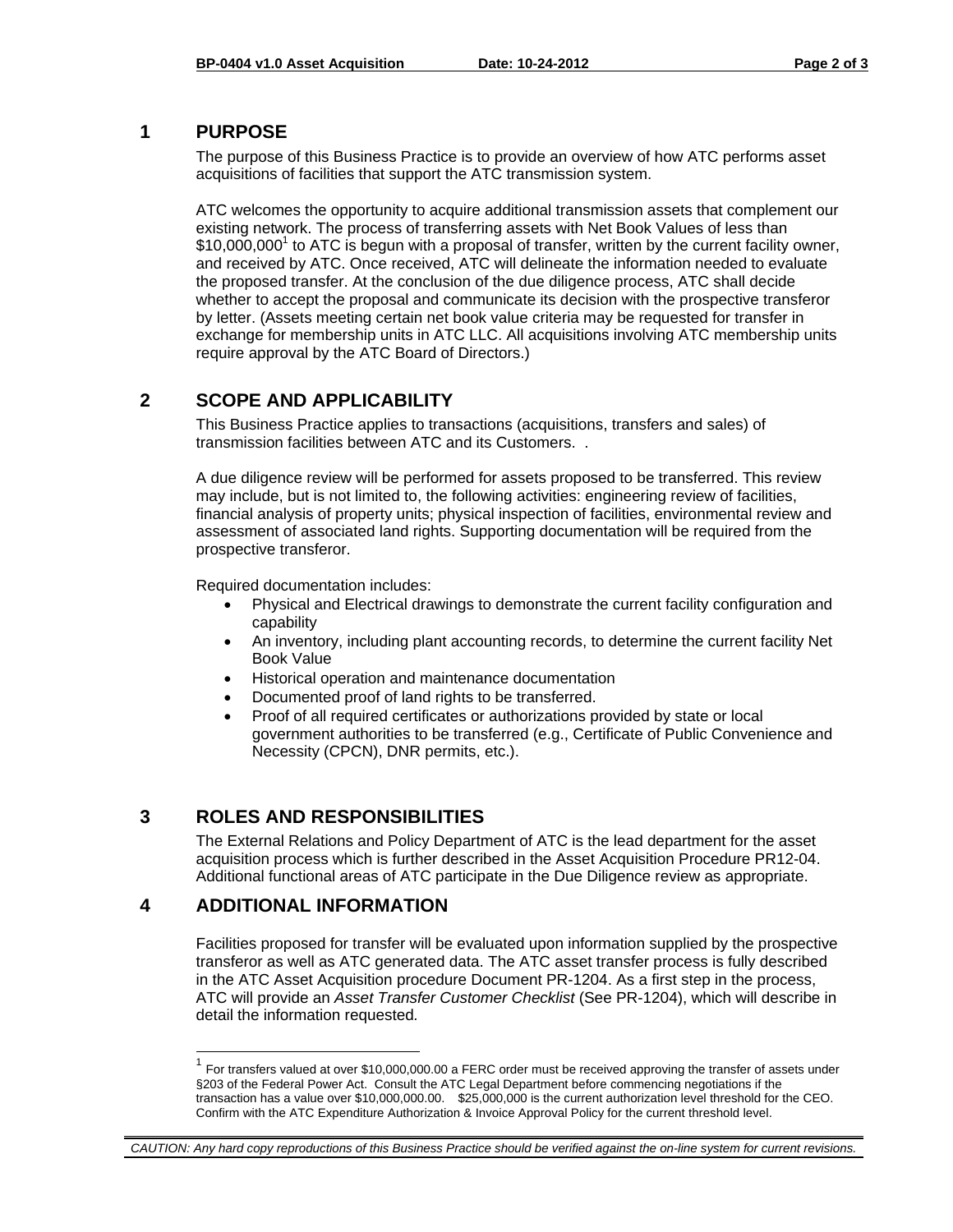## 1 PURPOSE

The purpose of this Business Practice is to provide an overview of how ATC performs asset acquisitions of facilities that support the ATC transmission system.

ATC welcomes the opportunity to acquire additional transmission assets that complement our existing network. The process of transferring assets with Net Book Values of less than $10,000,000[1] to ATC is begun with a proposal of transfer, written by the current facility owner, and received by ATC. Once received, ATC will delineate the information needed to evaluate the proposed transfer. At the conclusion of the due diligence process, ATC shall decide whether to accept the proposal and communicate its decision with the prospective transferor by letter. (Assets meeting certain net book value criteria may be requested for transfer in exchange for membership units in ATC LLC. All acquisitions involving ATC membership units require approval by the ATC Board of Directors.)

## 2 SCOPE AND APPLICABILITY

This Business Practice applies to transactions (acquisitions, transfers and sales) of transmission facilities between ATC and its Customers.  .

A due diligence review will be performed for assets proposed to be transferred. This review may include, but is not limited to, the following activities: engineering review of facilities, financial analysis of property units; physical inspection of facilities, environmental review and assessment of associated land rights. Supporting documentation will be required from the prospective transferor.

Required documentation includes:

- Physical and Electrical drawings to demonstrate the current facility configuration and capability
- An inventory, including plant accounting records, to determine the current facility Net Book Value
- Historical operation and maintenance documentation
- Documented proof of land rights to be transferred.
- Proof of all required certificates or authorizations provided by state or local government authorities to be transferred (e.g., Certificate of Public Convenience and Necessity (CPCN), DNR permits, etc.).

## 3 ROLES AND RESPONSIBILITIES

The External Relations and Policy Department of ATC is the lead department for the asset acquisition process which is further described in the Asset Acquisition Procedure PR12-04. Additional functional areas of ATC participate in the Due Diligence review as appropriate.

## 4 ADDITIONAL INFORMATION

Facilities proposed for transfer will be evaluated upon information supplied by the prospective transferor as well as ATC generated data. The ATC asset transfer process is fully described in the ATC Asset Acquisition procedure Document PR-1204. As a first step in the process, ATC will provide an *Asset Transfer Customer Checklist* (See PR-1204), which will describe in detail the information requested.

---

[1] For transfers valued at over $10,000,000.00 a FERC order must be received approving the transfer of assets under §203 of the Federal Power Act. Consult the ATC Legal Department before commencing negotiations if the transaction has a value over $10,000,000.00. $25,000,000 is the current authorization level threshold for the CEO. Confirm with the ATC Expenditure Authorization & Invoice Approval Policy for the current threshold level.

*CAUTION: Any hard copy reproductions of this Business Practice should be verified against the on-line system for current revisions.*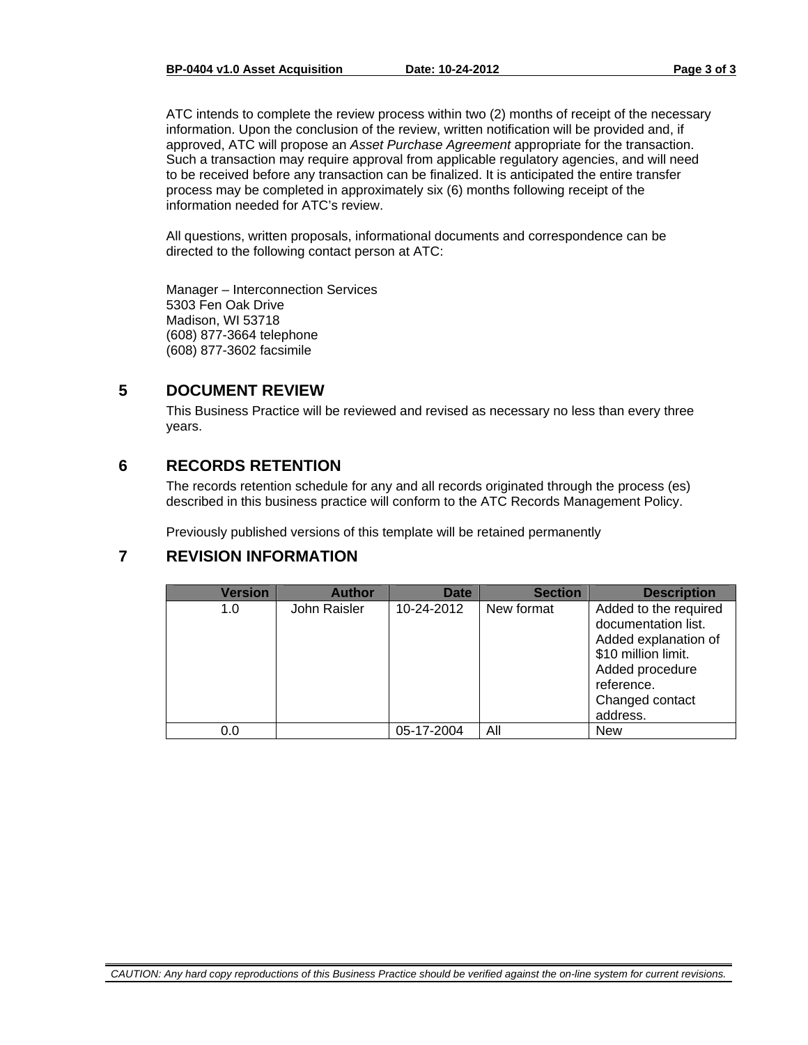ATC intends to complete the review process within two (2) months of receipt of the necessary information. Upon the conclusion of the review, written notification will be provided and, if approved, ATC will propose an *Asset Purchase Agreement* appropriate for the transaction. Such a transaction may require approval from applicable regulatory agencies, and will need to be received before any transaction can be finalized. It is anticipated the entire transfer process may be completed in approximately six (6) months following receipt of the information needed for ATC's review.

All questions, written proposals, informational documents and correspondence can be directed to the following contact person at ATC:

Manager – Interconnection Services
5303 Fen Oak Drive
Madison, WI 53718
(608) 877-3664 telephone
(608) 877-3602 facsimile

## 5 DOCUMENT REVIEW

This Business Practice will be reviewed and revised as necessary no less than every three years.

## 6 RECORDS RETENTION

The records retention schedule for any and all records originated through the process (es) described in this business practice will conform to the ATC Records Management Policy.

Previously published versions of this template will be retained permanently

## 7 REVISION INFORMATION

| Version | Author | Date | Section | Description |
|---|---|---|---|---|
| 1.0 | John Raisler | 10-24-2012 | New format | Added to the required documentation list. Added explanation of $10 million limit. Added procedure reference. Changed contact address. |
| 0.0 | | 05-17-2004 | All | New |

*CAUTION: Any hard copy reproductions of this Business Practice should be verified against the on-line system for current revisions.*